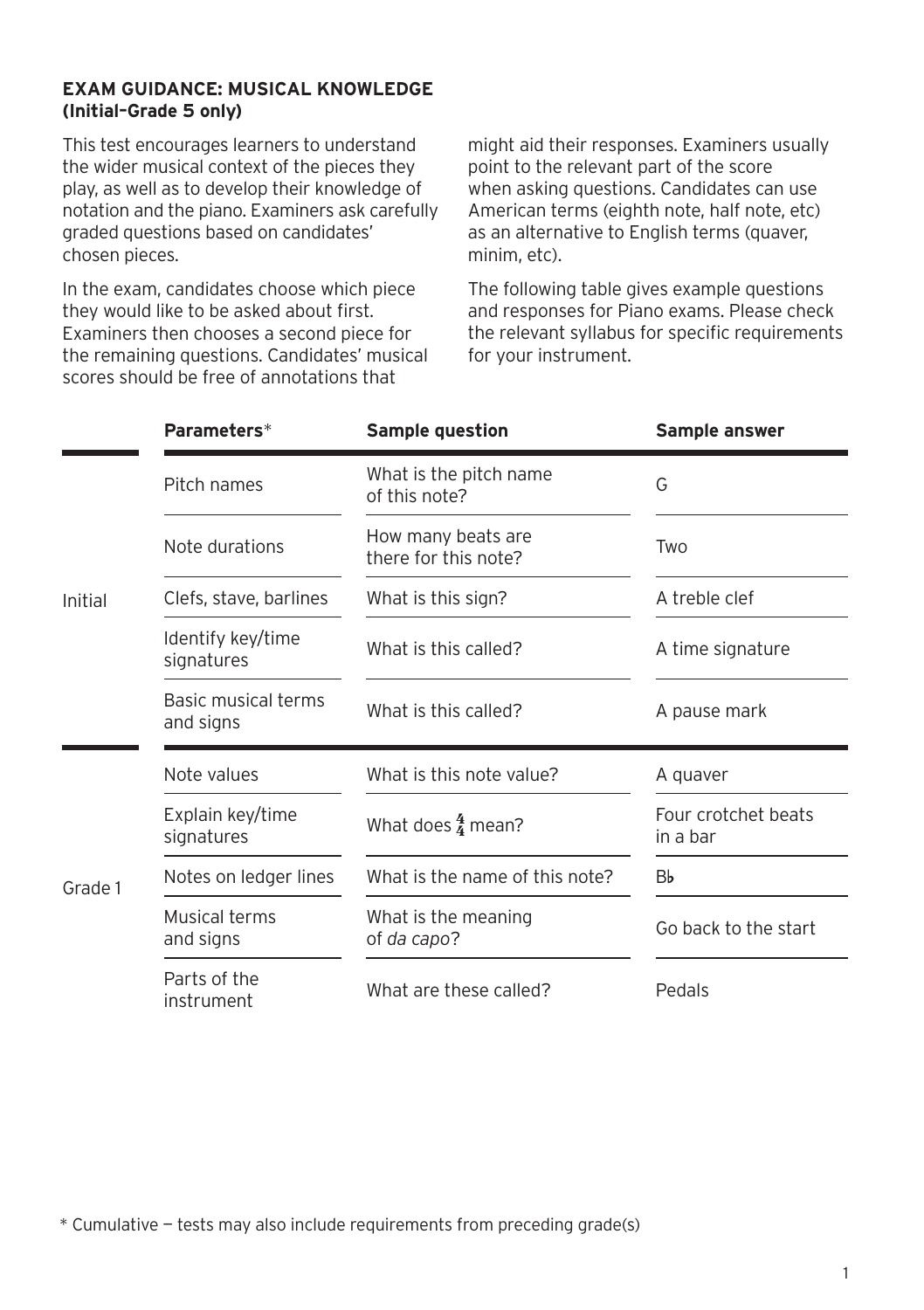**EXAM GUIDANCE: MUSICAL KNOWLEDGE (Initial–Grade 5 only)**

This test encourages learners to understand the wider musical context of the pieces they play, as well as to develop their knowledge of notation and the piano. Examiners ask carefully graded questions based on candidates' chosen pieces.

In the exam, candidates choose which piece they would like to be asked about first. Examiners then chooses a second piece for the remaining questions. Candidates' musical scores should be free of annotations that might aid their responses. Examiners usually point to the relevant part of the score when asking questions. Candidates can use American terms (eighth note, half note, etc) as an alternative to English terms (quaver, minim, etc).

The following table gives example questions and responses for Piano exams. Please check the relevant syllabus for specific requirements for your instrument.

| | **Parameters*** | **Sample question** | **Sample answer** |
|---|---|---|---|
| Initial | Pitch names | What is the pitch name of this note? | G |
| | Note durations | How many beats are there for this note? | Two |
| | Clefs, stave, barlines | What is this sign? | A treble clef |
| | Identify key/time signatures | What is this called? | A time signature |
| | Basic musical terms and signs | What is this called? | A pause mark |
| Grade 1 | Note values | What is this note value? | A quaver |
| | Explain key/time signatures | What does $\frac{4}{4}$ mean? | Four crotchet beats in a bar |
| | Notes on ledger lines | What is the name of this note? | B♭ |
| | Musical terms and signs | What is the meaning of *da capo*? | Go back to the start |
| | Parts of the instrument | What are these called? | Pedals |

\* Cumulative — tests may also include requirements from preceding grade(s)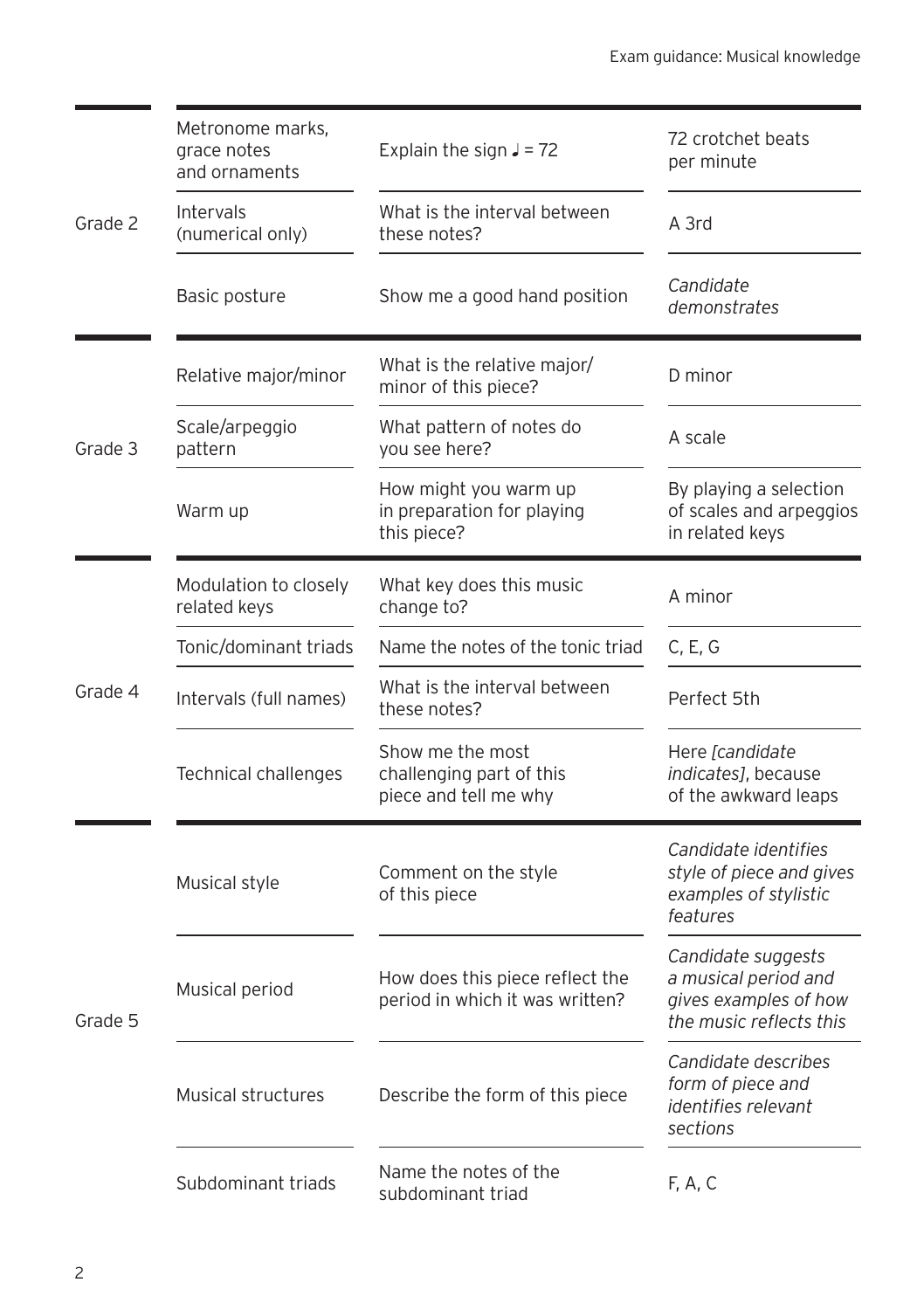| | | | |
|---|---|---|---|
| Grade 2 | Metronome marks, grace notes and ornaments | Explain the sign ♩ = 72 | 72 crotchet beats per minute |
| | Intervals (numerical only) | What is the interval between these notes? | A 3rd |
| | Basic posture | Show me a good hand position | *Candidate demonstrates* |
| Grade 3 | Relative major/minor | What is the relative major/ minor of this piece? | D minor |
| | Scale/arpeggio pattern | What pattern of notes do you see here? | A scale |
| | Warm up | How might you warm up in preparation for playing this piece? | By playing a selection of scales and arpeggios in related keys |
| Grade 4 | Modulation to closely related keys | What key does this music change to? | A minor |
| | Tonic/dominant triads | Name the notes of the tonic triad | C, E, G |
| | Intervals (full names) | What is the interval between these notes? | Perfect 5th |
| | Technical challenges | Show me the most challenging part of this piece and tell me why | Here *[candidate indicates]*, because of the awkward leaps |
| Grade 5 | Musical style | Comment on the style of this piece | *Candidate identifies style of piece and gives examples of stylistic features* |
| | Musical period | How does this piece reflect the period in which it was written? | *Candidate suggests a musical period and gives examples of how the music reflects this* |
| | Musical structures | Describe the form of this piece | *Candidate describes form of piece and identifies relevant sections* |
| | Subdominant triads | Name the notes of the subdominant triad | F, A, C |